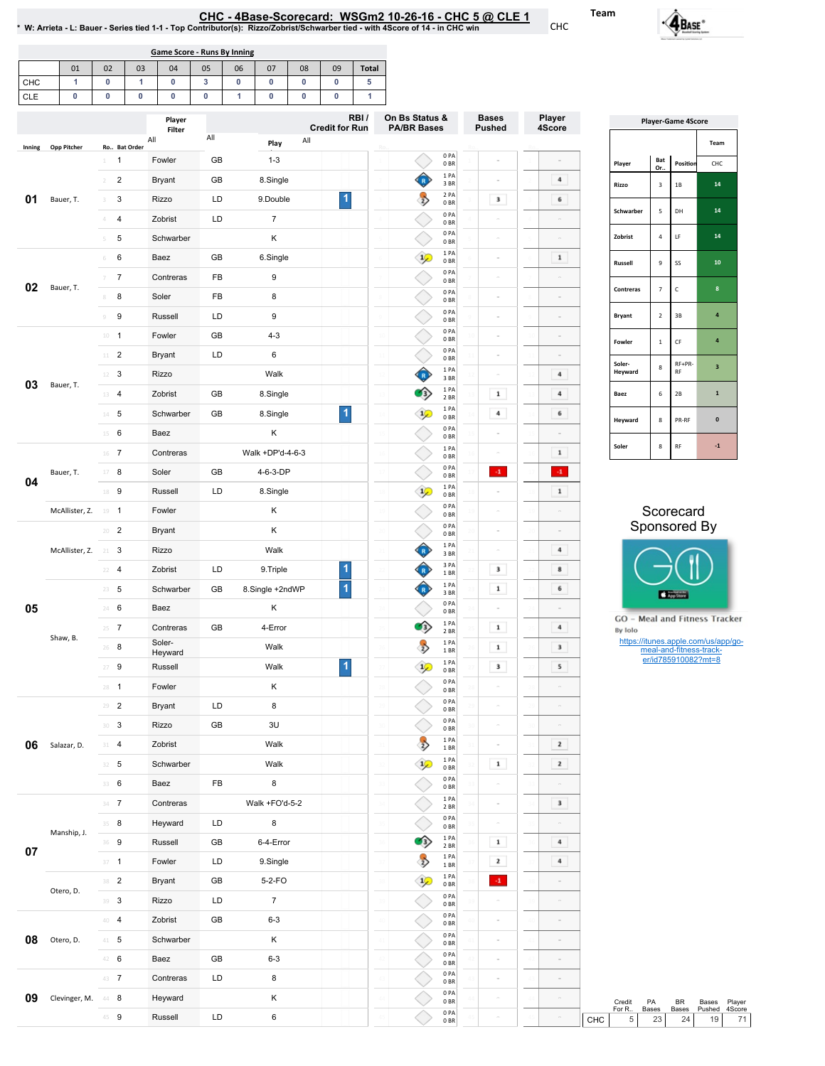# CHC - 4Base-Scorecard: WSGm2 10-26-16 - CHC 5 @ CLE 1

* W: Arrieta - L: Bauer - Series tied 1-1 - Top Contributor(s): Rizzo/Zobrist/Schwarber tied - with 4Score of 14 - in CHC win

Team: CHC

## Game Score - Runs By Inning

| | 01 | 02 | 03 | 04 | 05 | 06 | 07 | 08 | 09 | Total |
|---|---|---|---|---|---|---|---|---|---|---|
| CHC | 1 | 0 | 1 | 0 | 3 | 0 | 0 | 0 | 0 | 5 |
| CLE | 0 | 0 | 0 | 0 | 0 | 1 | 0 | 0 | 0 | 1 |

| Inning | Opp Pitcher | Ro.. | Bat Order | Player | | Play | RBI / Credit for Run | On Bs Status & PA/BR Bases | Bases Pushed | Player 4Score |
|---|---|---|---|---|---|---|---|---|---|---|
| 01 | Bauer, T. | 1 | 1 | Fowler | GB | 1-3 | | 0 PA 0 BR | - | - |
| | | 2 | 2 | Bryant | GB | 8.Single | | 1 PA 3 BR | - | 4 |
| | | 3 | 3 | Rizzo | LD | 9.Double | 1 | 2 PA 0 BR | 3 | 6 |
| | | 4 | 4 | Zobrist | LD | 7 | | 0 PA 0 BR | - | - |
| | | 5 | 5 | Schwarber | | K | | 0 PA 0 BR | - | - |
| 02 | Bauer, T. | 6 | 6 | Baez | GB | 6.Single | | 1 PA 0 BR | - | 1 |
| | | 7 | 7 | Contreras | FB | 9 | | 0 PA 0 BR | - | - |
| | | 8 | 8 | Soler | FB | 8 | | 0 PA 0 BR | - | - |
| | | 9 | 9 | Russell | LD | 9 | | 0 PA 0 BR | - | - |
| 03 | Bauer, T. | 10 | 1 | Fowler | GB | 4-3 | | 0 PA 0 BR | - | - |
| | | 11 | 2 | Bryant | LD | 6 | | 0 PA 0 BR | - | - |
| | | 12 | 3 | Rizzo | | Walk | | 1 PA 3 BR | - | 4 |
| | | 13 | 4 | Zobrist | GB | 8.Single | | 1 PA 2 BR | 1 | 4 |
| | | 14 | 5 | Schwarber | GB | 8.Single | 1 | 1 PA 0 BR | 4 | 6 |
| | | 15 | 6 | Baez | | K | | 0 PA 0 BR | - | - |
| 04 | Bauer, T. | 16 | 7 | Contreras | | Walk +DP'd-4-6-3 | | 1 PA 0 BR | - | 1 |
| | | 17 | 8 | Soler | GB | 4-6-3-DP | | 0 PA 0 BR | -1 | -1 |
| | | 18 | 9 | Russell | LD | 8.Single | | 1 PA 0 BR | - | 1 |
| | McAllister, Z. | 19 | 1 | Fowler | | K | | 0 PA 0 BR | - | - |
| 05 | McAllister, Z. | 20 | 2 | Bryant | | K | | 0 PA 0 BR | - | - |
| | | 21 | 3 | Rizzo | | Walk | | 1 PA 3 BR | - | 4 |
| | | 22 | 4 | Zobrist | LD | 9.Triple | 1 | 3 PA 1 BR | 3 | 8 |
| | | 23 | 5 | Schwarber | GB | 8.Single +2ndWP | 1 | 1 PA 3 BR | 1 | 6 |
| | Shaw, B. | 24 | 6 | Baez | | K | | 0 PA 0 BR | - | - |
| | | 25 | 7 | Contreras | GB | 4-Error | | 1 PA 2 BR | 1 | 4 |
| | | 26 | 8 | Soler-Heyward | | Walk | | 1 PA 1 BR | 1 | 3 |
| | | 27 | 9 | Russell | | Walk | 1 | 1 PA 0 BR | 3 | 5 |
| | | 28 | 1 | Fowler | | K | | 0 PA 0 BR | - | - |
| 06 | Salazar, D. | 29 | 2 | Bryant | LD | 8 | | 0 PA 0 BR | - | - |
| | | 30 | 3 | Rizzo | GB | 3U | | 0 PA 0 BR | - | - |
| | | 31 | 4 | Zobrist | | Walk | | 1 PA 1 BR | - | 2 |
| | | 32 | 5 | Schwarber | | Walk | | 1 PA 0 BR | 1 | 2 |
| | | 33 | 6 | Baez | FB | 8 | | 0 PA 0 BR | - | - |
| 07 | Manship, J. | 34 | 7 | Contreras | | Walk +FO'd-5-2 | | 1 PA 2 BR | - | 3 |
| | | 35 | 8 | Heyward | LD | 8 | | 0 PA 0 BR | - | - |
| | | 36 | 9 | Russell | GB | 6-4-Error | | 1 PA 2 BR | 1 | 4 |
| | Otero, D. | 37 | 1 | Fowler | LD | 9.Single | | 1 PA 1 BR | 2 | 4 |
| | | 38 | 2 | Bryant | GB | 5-2-FO | | 1 PA 0 BR | -1 | - |
| | | 39 | 3 | Rizzo | LD | 7 | | 0 PA 0 BR | - | - |
| 08 | Otero, D. | 40 | 4 | Zobrist | GB | 6-3 | | 0 PA 0 BR | - | - |
| | | 41 | 5 | Schwarber | | K | | 0 PA 0 BR | - | - |
| | | 42 | 6 | Baez | GB | 6-3 | | 0 PA 0 BR | - | - |
| 09 | Clevinger, M. | 43 | 7 | Contreras | LD | 8 | | 0 PA 0 BR | - | - |
| | | 44 | 8 | Heyward | | K | | 0 PA 0 BR | - | - |
| | | 45 | 9 | Russell | LD | 6 | | 0 PA 0 BR | - | - |

## Player-Game 4Score

| Player | Bat Or.. | Position | CHC |
|---|---|---|---|
| Rizzo | 3 | 1B | 14 |
| Schwarber | 5 | DH | 14 |
| Zobrist | 4 | LF | 14 |
| Russell | 9 | SS | 10 |
| Contreras | 7 | C | 8 |
| Bryant | 2 | 3B | 4 |
| Fowler | 1 | CF | 4 |
| Soler-Heyward | 8 | RF+PR-RF | 3 |
| Baez | 6 | 2B | 1 |
| Heyward | 8 | PR-RF | 0 |
| Soler | 8 | RF | -1 |

Scorecard Sponsored By

GO - Meal and Fitness Tracker
By Iolo
https://itunes.apple.com/us/app/go-meal-and-fitness-track-er/id785910082?mt=8

| | Credit For R.. | PA Bases | BR Bases | Bases Pushed | Player 4Score |
|---|---|---|---|---|---|
| CHC | 5 | 23 | 24 | 19 | 71 |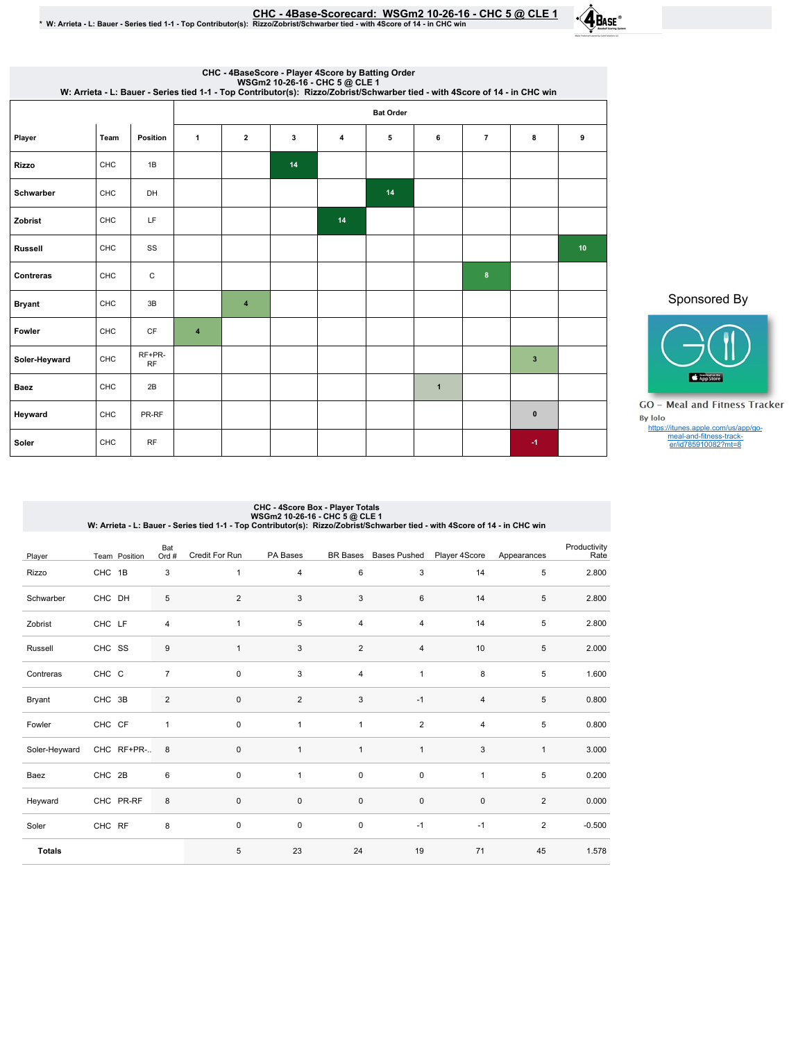# CHC - 4Base-Scorecard: WSGm2 10-26-16 - CHC 5 @ CLE 1

\* W: Arrieta - L: Bauer - Series tied 1-1 - Top Contributor(s): Rizzo/Zobrist/Schwarber tied - with 4Score of 14 - in CHC win

## CHC - 4BaseScore - Player 4Score by Batting Order
WSGm2 10-26-16 - CHC 5 @ CLE 1
W: Arrieta - L: Bauer - Series tied 1-1 - Top Contributor(s): Rizzo/Zobrist/Schwarber tied - with 4Score of 14 - in CHC win

| | | | Bat Order | | | | | | | | |
|---|---|---|---|---|---|---|---|---|---|---|---|
| Player | Team | Position | 1 | 2 | 3 | 4 | 5 | 6 | 7 | 8 | 9 |
| Rizzo | CHC | 1B | | | 14 | | | | | | |
| Schwarber | CHC | DH | | | | | 14 | | | | |
| Zobrist | CHC | LF | | | | 14 | | | | | |
| Russell | CHC | SS | | | | | | | | | 10 |
| Contreras | CHC | C | | | | | | | 8 | | |
| Bryant | CHC | 3B | | 4 | | | | | | | |
| Fowler | CHC | CF | 4 | | | | | | | | |
| Soler-Heyward | CHC | RF+PR-RF | | | | | | | | 3 | |
| Baez | CHC | 2B | | | | | | 1 | | | |
| Heyward | CHC | PR-RF | | | | | | | | 0 | |
| Soler | CHC | RF | | | | | | | | -1 | |

Sponsored By

GO - Meal and Fitness Tracker
By Iolo
https://itunes.apple.com/us/app/go-meal-and-fitness-tracker/id785910082?mt=8

## CHC - 4Score Box - Player Totals
WSGm2 10-26-16 - CHC 5 @ CLE 1
W: Arrieta - L: Bauer - Series tied 1-1 - Top Contributor(s): Rizzo/Zobrist/Schwarber tied - with 4Score of 14 - in CHC win

| Player | Team | Position | Bat Ord # | Credit For Run | PA Bases | BR Bases | Bases Pushed | Player 4Score | Appearances | Productivity Rate |
|---|---|---|---|---|---|---|---|---|---|---|
| Rizzo | CHC | 1B | 3 | 1 | 4 | 6 | 3 | 14 | 5 | 2.800 |
| Schwarber | CHC | DH | 5 | 2 | 3 | 3 | 6 | 14 | 5 | 2.800 |
| Zobrist | CHC | LF | 4 | 1 | 5 | 4 | 4 | 14 | 5 | 2.800 |
| Russell | CHC | SS | 9 | 1 | 3 | 2 | 4 | 10 | 5 | 2.000 |
| Contreras | CHC | C | 7 | 0 | 3 | 4 | 1 | 8 | 5 | 1.600 |
| Bryant | CHC | 3B | 2 | 0 | 2 | 3 | -1 | 4 | 5 | 0.800 |
| Fowler | CHC | CF | 1 | 0 | 1 | 1 | 2 | 4 | 5 | 0.800 |
| Soler-Heyward | CHC | RF+PR-.. | 8 | 0 | 1 | 1 | 1 | 3 | 1 | 3.000 |
| Baez | CHC | 2B | 6 | 0 | 1 | 0 | 0 | 1 | 5 | 0.200 |
| Heyward | CHC | PR-RF | 8 | 0 | 0 | 0 | 0 | 0 | 2 | 0.000 |
| Soler | CHC | RF | 8 | 0 | 0 | 0 | -1 | -1 | 2 | -0.500 |
| **Totals** | | | | 5 | 23 | 24 | 19 | 71 | 45 | 1.578 |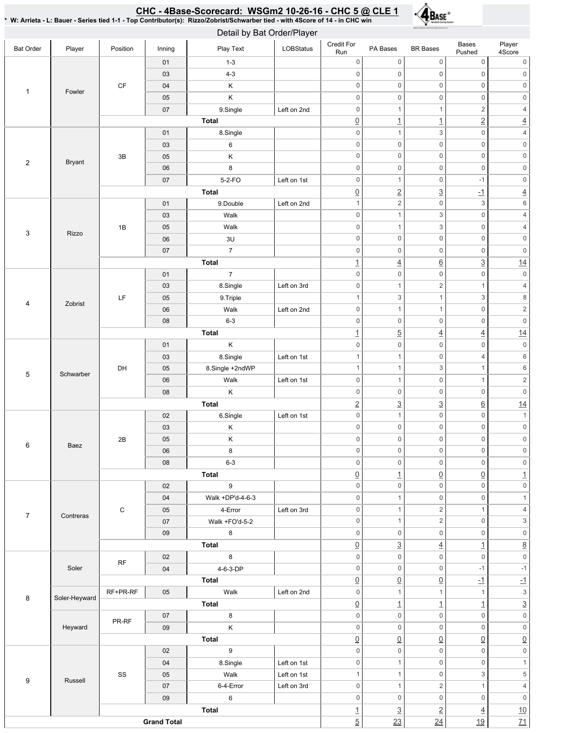# CHC - 4Base-Scorecard: WSGm2 10-26-16 - CHC 5 @ CLE 1

* W: Arrieta - L: Bauer - Series tied 1-1 - Top Contributor(s): Rizzo/Zobrist/Schwarber tied - with 4Score of 14 - in CHC win

## Detail by Bat Order/Player

| Bat Order | Player | Position | Inning | Play Text | LOBStatus | Credit For Run | PA Bases | BR Bases | Bases Pushed | Player 4Score |
|---|---|---|---|---|---|---|---|---|---|---|
| 1 | Fowler | CF | 01 | 1-3 | | 0 | 0 | 0 | 0 | 0 |
| | | | 03 | 4-3 | | 0 | 0 | 0 | 0 | 0 |
| | | | 04 | K | | 0 | 0 | 0 | 0 | 0 |
| | | | 05 | K | | 0 | 0 | 0 | 0 | 0 |
| | | | 07 | 9.Single | Left on 2nd | 0 | 1 | 1 | 2 | 4 |
| | | | **Total** | | | 0 | 1 | 1 | 2 | 4 |
| 2 | Bryant | 3B | 01 | 8.Single | | 0 | 1 | 3 | 0 | 4 |
| | | | 03 | 6 | | 0 | 0 | 0 | 0 | 0 |
| | | | 05 | K | | 0 | 0 | 0 | 0 | 0 |
| | | | 06 | 8 | | 0 | 0 | 0 | 0 | 0 |
| | | | 07 | 5-2-FO | Left on 1st | 0 | 1 | 0 | -1 | 0 |
| | | | **Total** | | | 0 | 2 | 3 | -1 | 4 |
| 3 | Rizzo | 1B | 01 | 9.Double | Left on 2nd | 1 | 2 | 0 | 3 | 6 |
| | | | 03 | Walk | | 0 | 1 | 3 | 0 | 4 |
| | | | 05 | Walk | | 0 | 1 | 3 | 0 | 4 |
| | | | 06 | 3U | | 0 | 0 | 0 | 0 | 0 |
| | | | 07 | 7 | | 0 | 0 | 0 | 0 | 0 |
| | | | **Total** | | | 1 | 4 | 6 | 3 | 14 |
| 4 | Zobrist | LF | 01 | 7 | | 0 | 0 | 0 | 0 | 0 |
| | | | 03 | 8.Single | Left on 3rd | 0 | 1 | 2 | 1 | 4 |
| | | | 05 | 9.Triple | | 1 | 3 | 1 | 3 | 8 |
| | | | 06 | Walk | Left on 2nd | 0 | 1 | 1 | 0 | 2 |
| | | | 08 | 6-3 | | 0 | 0 | 0 | 0 | 0 |
| | | | **Total** | | | 1 | 5 | 4 | 4 | 14 |
| 5 | Schwarber | DH | 01 | K | | 0 | 0 | 0 | 0 | 0 |
| | | | 03 | 8.Single | Left on 1st | 1 | 1 | 0 | 4 | 6 |
| | | | 05 | 8.Single +2ndWP | | 1 | 1 | 3 | 1 | 6 |
| | | | 06 | Walk | Left on 1st | 0 | 1 | 0 | 1 | 2 |
| | | | 08 | K | | 0 | 0 | 0 | 0 | 0 |
| | | | **Total** | | | 2 | 3 | 3 | 6 | 14 |
| 6 | Baez | 2B | 02 | 6.Single | Left on 1st | 0 | 1 | 0 | 0 | 1 |
| | | | 03 | K | | 0 | 0 | 0 | 0 | 0 |
| | | | 05 | K | | 0 | 0 | 0 | 0 | 0 |
| | | | 06 | 8 | | 0 | 0 | 0 | 0 | 0 |
| | | | 08 | 6-3 | | 0 | 0 | 0 | 0 | 0 |
| | | | **Total** | | | 0 | 1 | 0 | 0 | 1 |
| 7 | Contreras | C | 02 | 9 | | 0 | 0 | 0 | 0 | 0 |
| | | | 04 | Walk +DP'd-4-6-3 | | 0 | 1 | 0 | 0 | 1 |
| | | | 05 | 4-Error | Left on 3rd | 0 | 1 | 2 | 1 | 4 |
| | | | 07 | Walk +FO'd-5-2 | | 0 | 1 | 2 | 0 | 3 |
| | | | 09 | 8 | | 0 | 0 | 0 | 0 | 0 |
| | | | **Total** | | | 0 | 3 | 4 | 1 | 8 |
| 8 | Soler | RF | 02 | 8 | | 0 | 0 | 0 | 0 | 0 |
| | | | 04 | 4-6-3-DP | | 0 | 0 | 0 | -1 | -1 |
| | | | **Total** | | | 0 | 0 | 0 | -1 | -1 |
| | Soler-Heyward | RF+PR-RF | 05 | Walk | Left on 2nd | 0 | 1 | 1 | 1 | 3 |
| | | | **Total** | | | 0 | 1 | 1 | 1 | 3 |
| | Heyward | PR-RF | 07 | 8 | | 0 | 0 | 0 | 0 | 0 |
| | | | 09 | K | | 0 | 0 | 0 | 0 | 0 |
| | | | **Total** | | | 0 | 0 | 0 | 0 | 0 |
| 9 | Russell | SS | 02 | 9 | | 0 | 0 | 0 | 0 | 0 |
| | | | 04 | 8.Single | Left on 1st | 0 | 1 | 0 | 0 | 1 |
| | | | 05 | Walk | Left on 1st | 1 | 1 | 0 | 3 | 5 |
| | | | 07 | 6-4-Error | Left on 3rd | 0 | 1 | 2 | 1 | 4 |
| | | | 09 | 6 | | 0 | 0 | 0 | 0 | 0 |
| | | | **Total** | | | 1 | 3 | 2 | 4 | 10 |
| **Grand Total** | | | | | | 5 | 23 | 24 | 19 | 71 |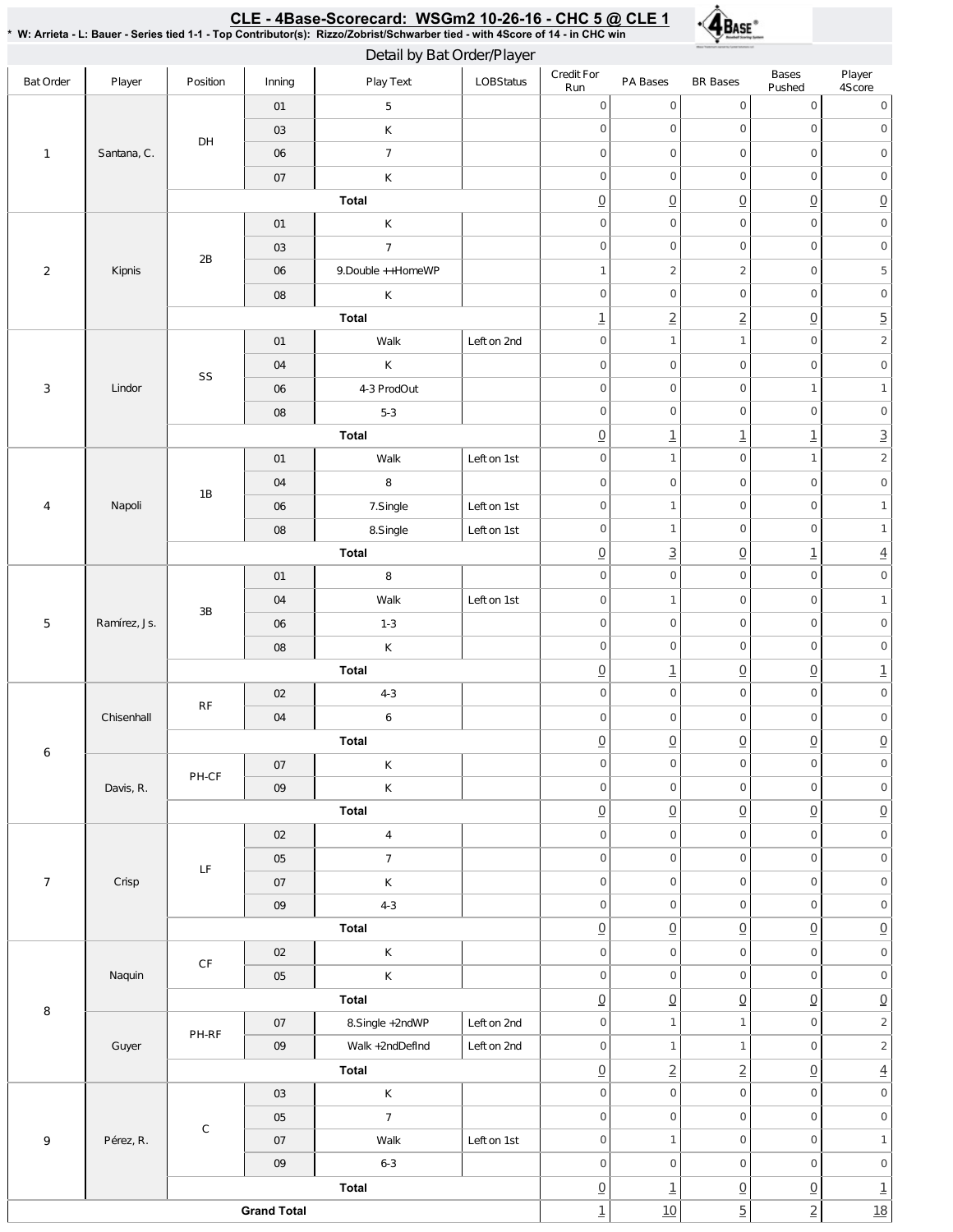## CLE - 4Base-Scorecard: WSGm2 10-26-16 - CHC 5 @ CLE 1

* W: Arrieta - L: Bauer - Series tied 1-1 - Top Contributor(s): Rizzo/Zobrist/Schwarber tied - with 4Score of 14 - in CHC win

### Detail by Bat Order/Player

| Bat Order | Player | Position | Inning | Play Text | LOBStatus | Credit For Run | PA Bases | BR Bases | Bases Pushed | Player 4Score |
|---|---|---|---|---|---|---|---|---|---|---|
| 1 | Santana, C. | DH | 01 | 5 | | 0 | 0 | 0 | 0 | 0 |
| | | | 03 | K | | 0 | 0 | 0 | 0 | 0 |
| | | | 06 | 7 | | 0 | 0 | 0 | 0 | 0 |
| | | | 07 | K | | 0 | 0 | 0 | 0 | 0 |
| | | | | **Total** | | 0 | 0 | 0 | 0 | 0 |
| 2 | Kipnis | 2B | 01 | K | | 0 | 0 | 0 | 0 | 0 |
| | | | 03 | 7 | | 0 | 0 | 0 | 0 | 0 |
| | | | 06 | 9.Double ++HomeWP | | 1 | 2 | 2 | 0 | 5 |
| | | | 08 | K | | 0 | 0 | 0 | 0 | 0 |
| | | | | **Total** | | 1 | 2 | 2 | 0 | 5 |
| 3 | Lindor | SS | 01 | Walk | Left on 2nd | 0 | 1 | 1 | 0 | 2 |
| | | | 04 | K | | 0 | 0 | 0 | 0 | 0 |
| | | | 06 | 4-3 ProdOut | | 0 | 0 | 0 | 1 | 1 |
| | | | 08 | 5-3 | | 0 | 0 | 0 | 0 | 0 |
| | | | | **Total** | | 0 | 1 | 1 | 1 | 3 |
| 4 | Napoli | 1B | 01 | Walk | Left on 1st | 0 | 1 | 0 | 1 | 2 |
| | | | 04 | 8 | | 0 | 0 | 0 | 0 | 0 |
| | | | 06 | 7.Single | Left on 1st | 0 | 1 | 0 | 0 | 1 |
| | | | 08 | 8.Single | Left on 1st | 0 | 1 | 0 | 0 | 1 |
| | | | | **Total** | | 0 | 3 | 0 | 1 | 4 |
| 5 | Ramírez, J s. | 3B | 01 | 8 | | 0 | 0 | 0 | 0 | 0 |
| | | | 04 | Walk | Left on 1st | 0 | 1 | 0 | 0 | 1 |
| | | | 06 | 1-3 | | 0 | 0 | 0 | 0 | 0 |
| | | | 08 | K | | 0 | 0 | 0 | 0 | 0 |
| | | | | **Total** | | 0 | 1 | 0 | 0 | 1 |
| 6 | Chisenhall | RF | 02 | 4-3 | | 0 | 0 | 0 | 0 | 0 |
| | | | 04 | 6 | | 0 | 0 | 0 | 0 | 0 |
| | | | | **Total** | | 0 | 0 | 0 | 0 | 0 |
| | Davis, R. | PH-CF | 07 | K | | 0 | 0 | 0 | 0 | 0 |
| | | | 09 | K | | 0 | 0 | 0 | 0 | 0 |
| | | | | **Total** | | 0 | 0 | 0 | 0 | 0 |
| 7 | Crisp | LF | 02 | 4 | | 0 | 0 | 0 | 0 | 0 |
| | | | 05 | 7 | | 0 | 0 | 0 | 0 | 0 |
| | | | 07 | K | | 0 | 0 | 0 | 0 | 0 |
| | | | 09 | 4-3 | | 0 | 0 | 0 | 0 | 0 |
| | | | | **Total** | | 0 | 0 | 0 | 0 | 0 |
| 8 | Naquin | CF | 02 | K | | 0 | 0 | 0 | 0 | 0 |
| | | | 05 | K | | 0 | 0 | 0 | 0 | 0 |
| | | | | **Total** | | 0 | 0 | 0 | 0 | 0 |
| | Guyer | PH-RF | 07 | 8.Single +2ndWP | Left on 2nd | 0 | 1 | 1 | 0 | 2 |
| | | | 09 | Walk +2ndDefInd | Left on 2nd | 0 | 1 | 1 | 0 | 2 |
| | | | | **Total** | | 0 | 2 | 2 | 0 | 4 |
| 9 | Pérez, R. | C | 03 | K | | 0 | 0 | 0 | 0 | 0 |
| | | | 05 | 7 | | 0 | 0 | 0 | 0 | 0 |
| | | | 07 | Walk | Left on 1st | 0 | 1 | 0 | 0 | 1 |
| | | | 09 | 6-3 | | 0 | 0 | 0 | 0 | 0 |
| | | | | **Total** | | 0 | 1 | 0 | 0 | 1 |
| **Grand Total** | | | | | | 1 | 10 | 5 | 2 | 18 |